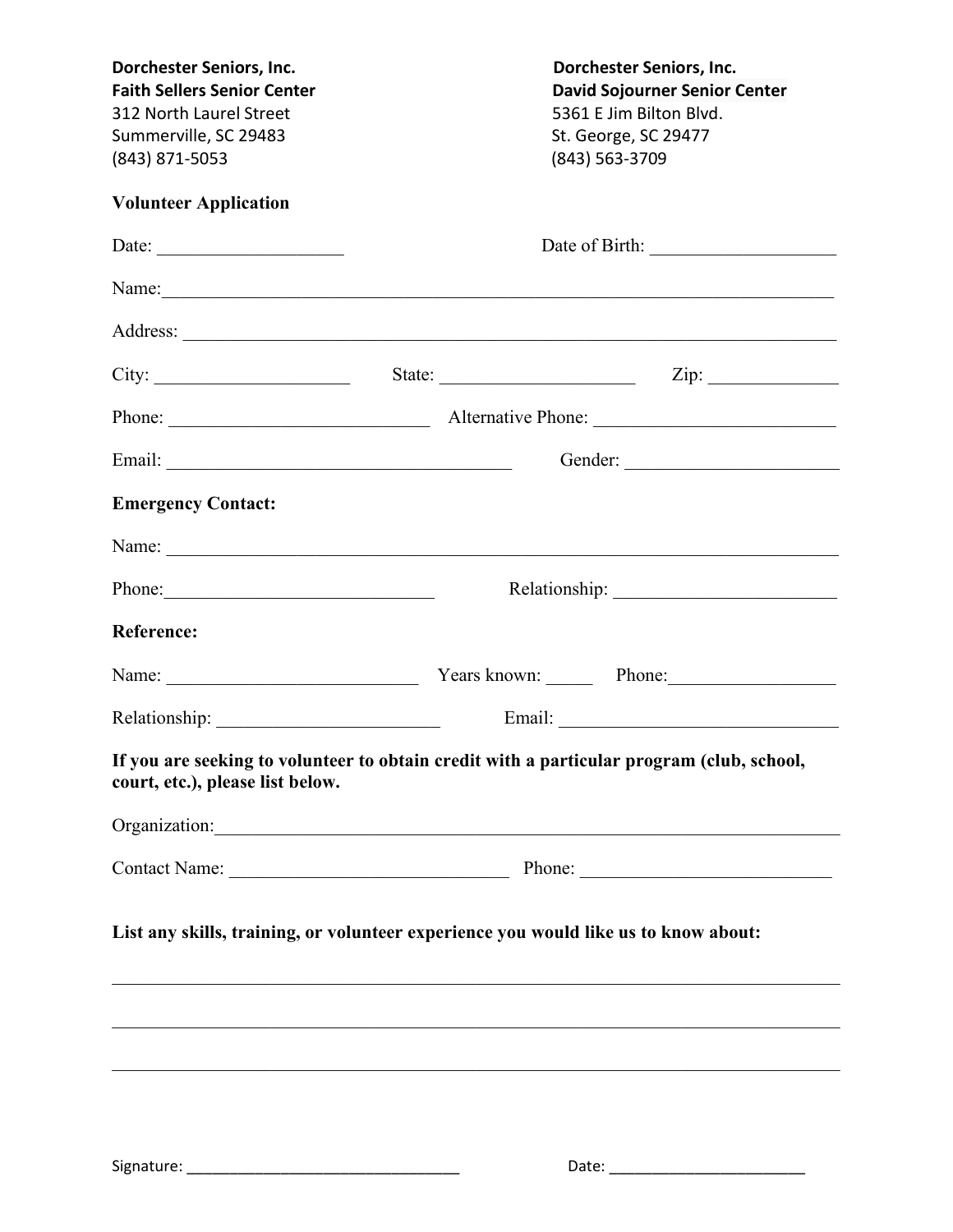**Dorchester Seniors, Inc.**
**Faith Sellers Senior Center**
312 North Laurel Street
Summerville, SC 29483
(843) 871-5053

**Dorchester Seniors, Inc.**
**David Sojourner Senior Center**
5361 E Jim Bilton Blvd.
St. George, SC 29477
(843) 563-3709

**Volunteer Application**

Date: ____________________ Date of Birth: ____________________

Name:___________________________________________________________________________

Address: ________________________________________________________________________

City: _____________________ State: _____________________ Zip: ______________

Phone: ___________________________ Alternative Phone: __________________________

Email: ____________________________________ Gender: ______________________

**Emergency Contact:**

Name: __________________________________________________________________________

Phone:_____________________________ Relationship: ________________________

**Reference:**

Name: ___________________________ Years known: _____ Phone:__________________

Relationship: ________________________ Email: ______________________________

**If you are seeking to volunteer to obtain credit with a particular program (club, school, court, etc.), please list below.**

Organization:____________________________________________________________________

Contact Name: ______________________________ Phone: __________________________

**List any skills, training, or volunteer experience you would like us to know about:**

_________________________________________________________________________________

_________________________________________________________________________________

_________________________________________________________________________________

Signature: _________________________________ Date: ________________________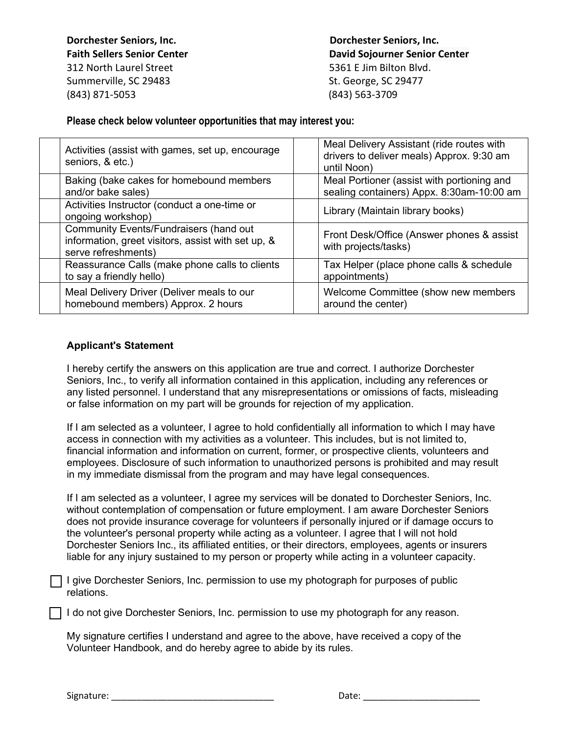**Dorchester Seniors, Inc.**
**Faith Sellers Senior Center**
312 North Laurel Street
Summerville, SC 29483
(843) 871-5053

**Dorchester Seniors, Inc.**
**David Sojourner Senior Center**
5361 E Jim Bilton Blvd.
St. George, SC 29477
(843) 563-3709

**Please check below volunteer opportunities that may interest you:**

| | | | |
|---|---|---|---|
| | Activities (assist with games, set up, encourage seniors, & etc.) | | Meal Delivery Assistant (ride routes with drivers to deliver meals) Approx. 9:30 am until Noon) |
| | Baking (bake cakes for homebound members and/or bake sales) | | Meal Portioner (assist with portioning and sealing containers) Appx. 8:30am-10:00 am |
| | Activities Instructor (conduct a one-time or ongoing workshop) | | Library (Maintain library books) |
| | Community Events/Fundraisers (hand out information, greet visitors, assist with set up, & serve refreshments) | | Front Desk/Office (Answer phones & assist with projects/tasks) |
| | Reassurance Calls (make phone calls to clients to say a friendly hello) | | Tax Helper (place phone calls & schedule appointments) |
| | Meal Delivery Driver (Deliver meals to our homebound members) Approx. 2 hours | | Welcome Committee (show new members around the center) |

**Applicant's Statement**

I hereby certify the answers on this application are true and correct. I authorize Dorchester Seniors, Inc., to verify all information contained in this application, including any references or any listed personnel. I understand that any misrepresentations or omissions of facts, misleading or false information on my part will be grounds for rejection of my application.

If I am selected as a volunteer, I agree to hold confidentially all information to which I may have access in connection with my activities as a volunteer. This includes, but is not limited to, financial information and information on current, former, or prospective clients, volunteers and employees. Disclosure of such information to unauthorized persons is prohibited and may result in my immediate dismissal from the program and may have legal consequences.

If I am selected as a volunteer, I agree my services will be donated to Dorchester Seniors, Inc. without contemplation of compensation or future employment. I am aware Dorchester Seniors does not provide insurance coverage for volunteers if personally injured or if damage occurs to the volunteer's personal property while acting as a volunteer. I agree that I will not hold Dorchester Seniors Inc., its affiliated entities, or their directors, employees, agents or insurers liable for any injury sustained to my person or property while acting in a volunteer capacity.

☐ I give Dorchester Seniors, Inc. permission to use my photograph for purposes of public relations.

☐ I do not give Dorchester Seniors, Inc. permission to use my photograph for any reason.

My signature certifies I understand and agree to the above, have received a copy of the Volunteer Handbook, and do hereby agree to abide by its rules.

Signature: _________________________________ Date: ________________________